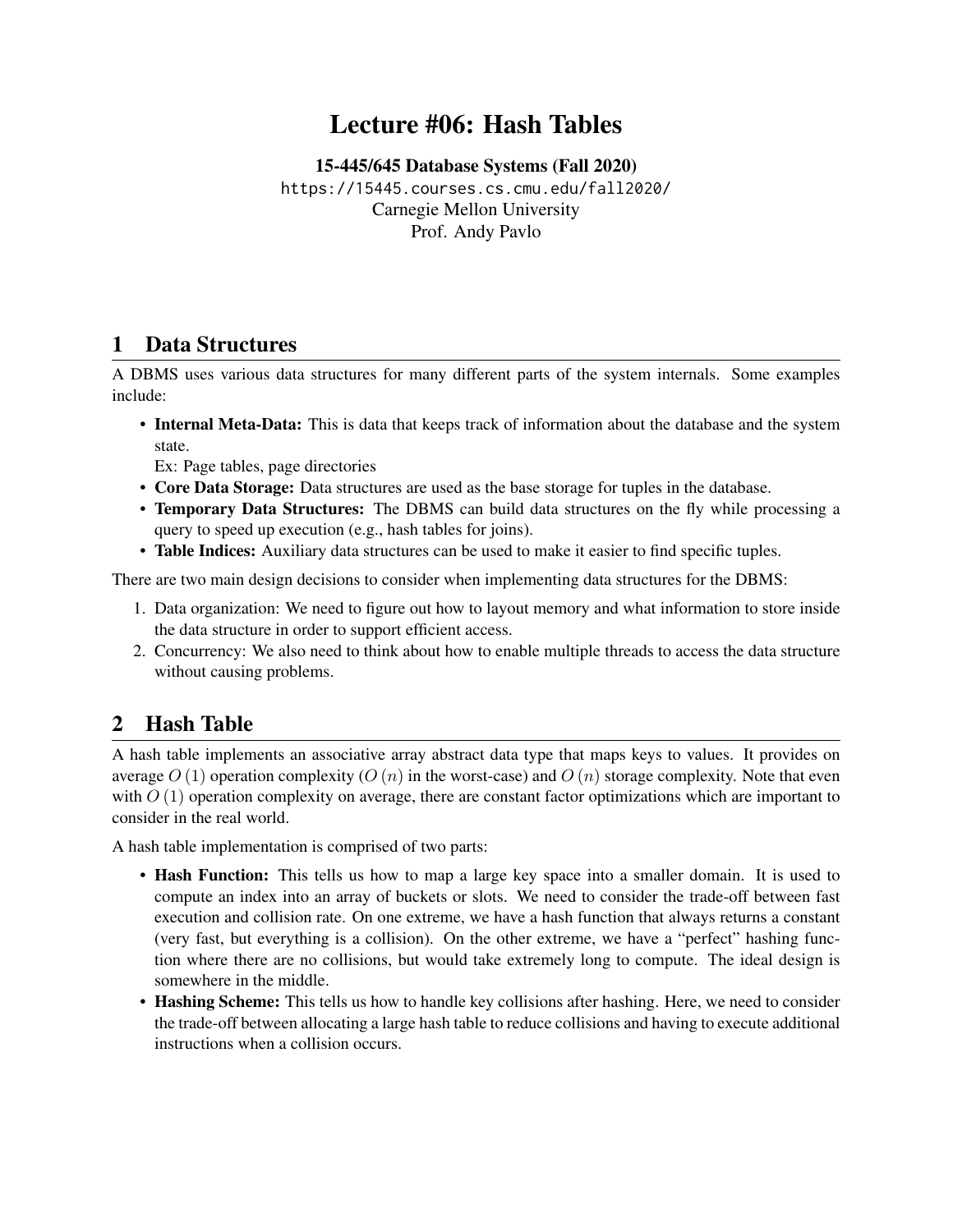# Lecture #06: Hash Tables

**15-445/645 Database Systems (Fall 2020)**
https://15445.courses.cs.cmu.edu/fall2020/
Carnegie Mellon University
Prof. Andy Pavlo

## 1 Data Structures

A DBMS uses various data structures for many different parts of the system internals. Some examples include:

- **Internal Meta-Data:** This is data that keeps track of information about the database and the system state.
  Ex: Page tables, page directories
- **Core Data Storage:** Data structures are used as the base storage for tuples in the database.
- **Temporary Data Structures:** The DBMS can build data structures on the fly while processing a query to speed up execution (e.g., hash tables for joins).
- **Table Indices:** Auxiliary data structures can be used to make it easier to find specific tuples.

There are two main design decisions to consider when implementing data structures for the DBMS:

1. Data organization: We need to figure out how to layout memory and what information to store inside the data structure in order to support efficient access.
2. Concurrency: We also need to think about how to enable multiple threads to access the data structure without causing problems.

## 2 Hash Table

A hash table implements an associative array abstract data type that maps keys to values. It provides on average $O(1)$ operation complexity ($O(n)$ in the worst-case) and $O(n)$ storage complexity. Note that even with $O(1)$ operation complexity on average, there are constant factor optimizations which are important to consider in the real world.

A hash table implementation is comprised of two parts:

- **Hash Function:** This tells us how to map a large key space into a smaller domain. It is used to compute an index into an array of buckets or slots. We need to consider the trade-off between fast execution and collision rate. On one extreme, we have a hash function that always returns a constant (very fast, but everything is a collision). On the other extreme, we have a "perfect" hashing function where there are no collisions, but would take extremely long to compute. The ideal design is somewhere in the middle.
- **Hashing Scheme:** This tells us how to handle key collisions after hashing. Here, we need to consider the trade-off between allocating a large hash table to reduce collisions and having to execute additional instructions when a collision occurs.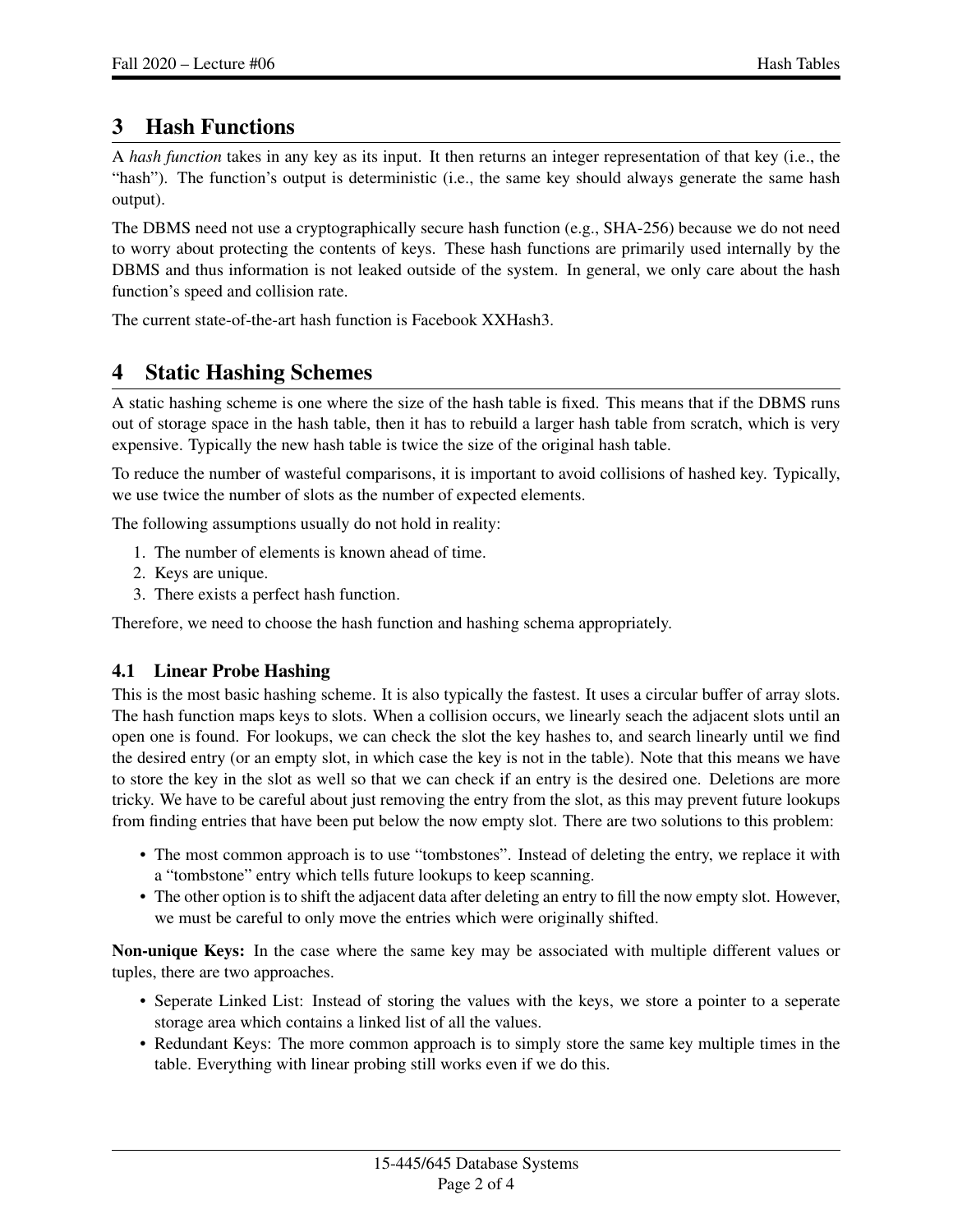## 3 Hash Functions

A *hash function* takes in any key as its input. It then returns an integer representation of that key (i.e., the "hash"). The function's output is deterministic (i.e., the same key should always generate the same hash output).

The DBMS need not use a cryptographically secure hash function (e.g., SHA-256) because we do not need to worry about protecting the contents of keys. These hash functions are primarily used internally by the DBMS and thus information is not leaked outside of the system. In general, we only care about the hash function's speed and collision rate.

The current state-of-the-art hash function is Facebook XXHash3.

## 4 Static Hashing Schemes

A static hashing scheme is one where the size of the hash table is fixed. This means that if the DBMS runs out of storage space in the hash table, then it has to rebuild a larger hash table from scratch, which is very expensive. Typically the new hash table is twice the size of the original hash table.

To reduce the number of wasteful comparisons, it is important to avoid collisions of hashed key. Typically, we use twice the number of slots as the number of expected elements.

The following assumptions usually do not hold in reality:

1. The number of elements is known ahead of time.
2. Keys are unique.
3. There exists a perfect hash function.

Therefore, we need to choose the hash function and hashing schema appropriately.

### 4.1 Linear Probe Hashing

This is the most basic hashing scheme. It is also typically the fastest. It uses a circular buffer of array slots. The hash function maps keys to slots. When a collision occurs, we linearly seach the adjacent slots until an open one is found. For lookups, we can check the slot the key hashes to, and search linearly until we find the desired entry (or an empty slot, in which case the key is not in the table). Note that this means we have to store the key in the slot as well so that we can check if an entry is the desired one. Deletions are more tricky. We have to be careful about just removing the entry from the slot, as this may prevent future lookups from finding entries that have been put below the now empty slot. There are two solutions to this problem:

- The most common approach is to use "tombstones". Instead of deleting the entry, we replace it with a "tombstone" entry which tells future lookups to keep scanning.
- The other option is to shift the adjacent data after deleting an entry to fill the now empty slot. However, we must be careful to only move the entries which were originally shifted.

**Non-unique Keys:** In the case where the same key may be associated with multiple different values or tuples, there are two approaches.

- Seperate Linked List: Instead of storing the values with the keys, we store a pointer to a seperate storage area which contains a linked list of all the values.
- Redundant Keys: The more common approach is to simply store the same key multiple times in the table. Everything with linear probing still works even if we do this.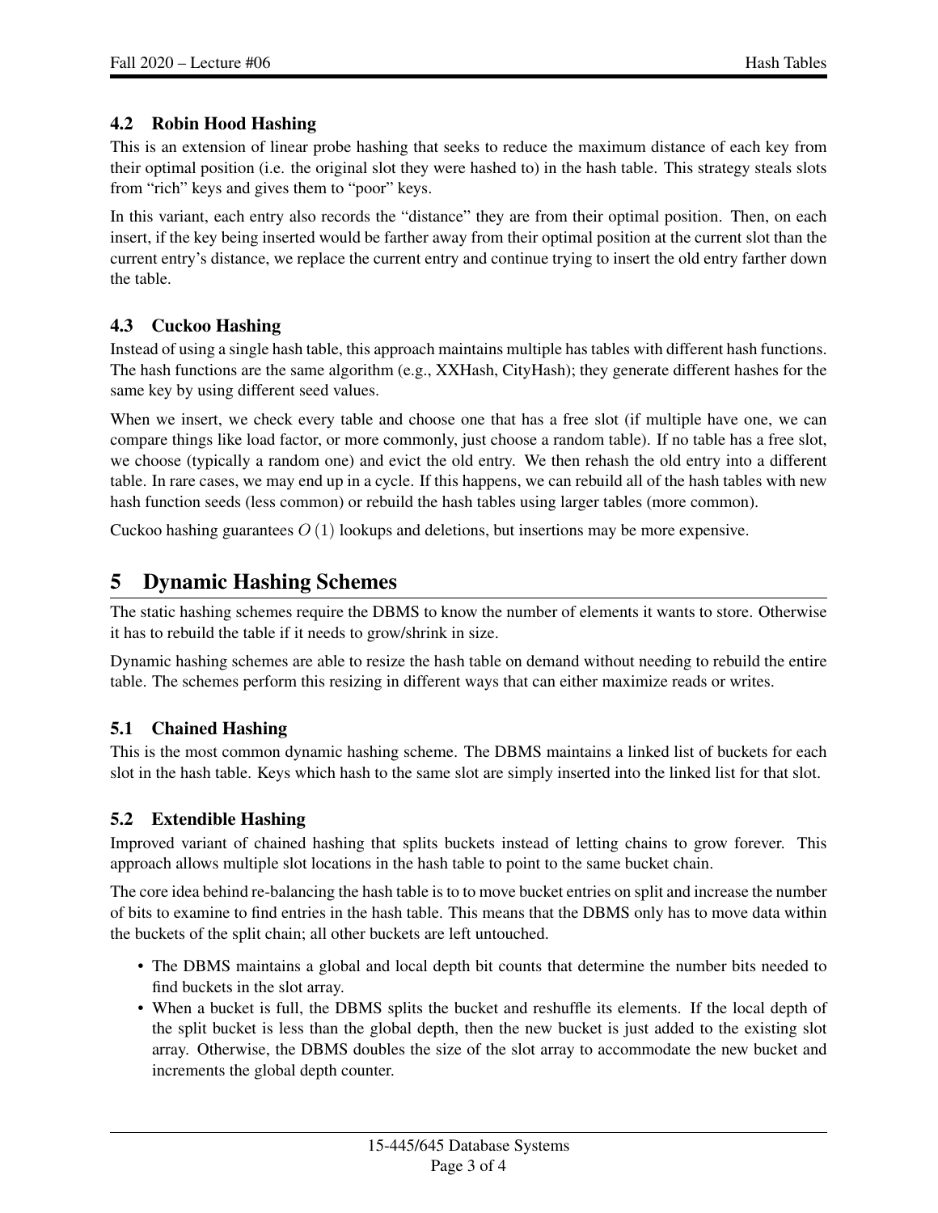### 4.2 Robin Hood Hashing

This is an extension of linear probe hashing that seeks to reduce the maximum distance of each key from their optimal position (i.e. the original slot they were hashed to) in the hash table. This strategy steals slots from "rich" keys and gives them to "poor" keys.

In this variant, each entry also records the "distance" they are from their optimal position. Then, on each insert, if the key being inserted would be farther away from their optimal position at the current slot than the current entry's distance, we replace the current entry and continue trying to insert the old entry farther down the table.

### 4.3 Cuckoo Hashing

Instead of using a single hash table, this approach maintains multiple has tables with different hash functions. The hash functions are the same algorithm (e.g., XXHash, CityHash); they generate different hashes for the same key by using different seed values.

When we insert, we check every table and choose one that has a free slot (if multiple have one, we can compare things like load factor, or more commonly, just choose a random table). If no table has a free slot, we choose (typically a random one) and evict the old entry. We then rehash the old entry into a different table. In rare cases, we may end up in a cycle. If this happens, we can rebuild all of the hash tables with new hash function seeds (less common) or rebuild the hash tables using larger tables (more common).

Cuckoo hashing guarantees $O(1)$ lookups and deletions, but insertions may be more expensive.

## 5 Dynamic Hashing Schemes

The static hashing schemes require the DBMS to know the number of elements it wants to store. Otherwise it has to rebuild the table if it needs to grow/shrink in size.

Dynamic hashing schemes are able to resize the hash table on demand without needing to rebuild the entire table. The schemes perform this resizing in different ways that can either maximize reads or writes.

### 5.1 Chained Hashing

This is the most common dynamic hashing scheme. The DBMS maintains a linked list of buckets for each slot in the hash table. Keys which hash to the same slot are simply inserted into the linked list for that slot.

### 5.2 Extendible Hashing

Improved variant of chained hashing that splits buckets instead of letting chains to grow forever. This approach allows multiple slot locations in the hash table to point to the same bucket chain.

The core idea behind re-balancing the hash table is to to move bucket entries on split and increase the number of bits to examine to find entries in the hash table. This means that the DBMS only has to move data within the buckets of the split chain; all other buckets are left untouched.

- The DBMS maintains a global and local depth bit counts that determine the number bits needed to find buckets in the slot array.
- When a bucket is full, the DBMS splits the bucket and reshuffle its elements. If the local depth of the split bucket is less than the global depth, then the new bucket is just added to the existing slot array. Otherwise, the DBMS doubles the size of the slot array to accommodate the new bucket and increments the global depth counter.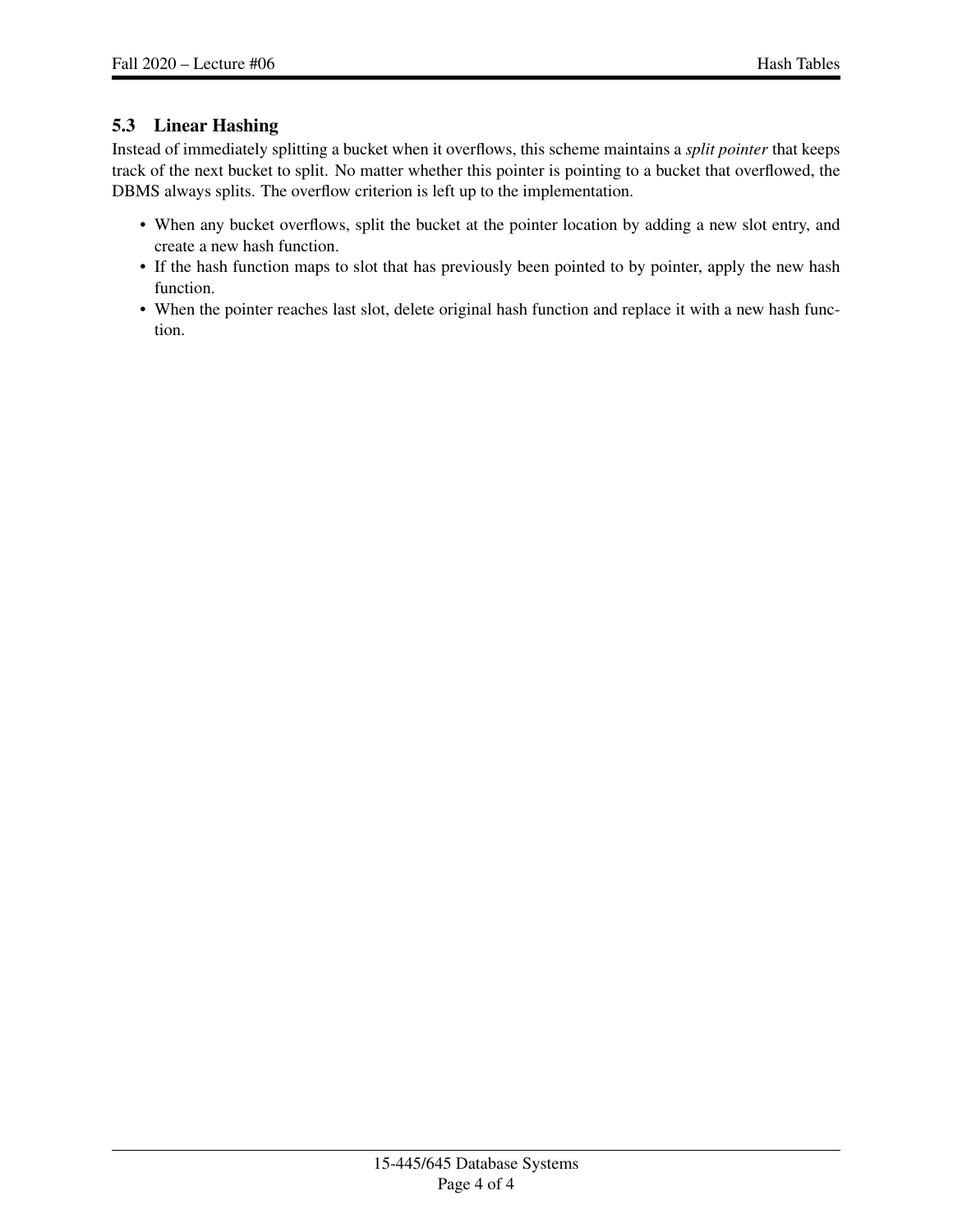### 5.3 Linear Hashing

Instead of immediately splitting a bucket when it overflows, this scheme maintains a *split pointer* that keeps track of the next bucket to split. No matter whether this pointer is pointing to a bucket that overflowed, the DBMS always splits. The overflow criterion is left up to the implementation.

- When any bucket overflows, split the bucket at the pointer location by adding a new slot entry, and create a new hash function.
- If the hash function maps to slot that has previously been pointed to by pointer, apply the new hash function.
- When the pointer reaches last slot, delete original hash function and replace it with a new hash function.